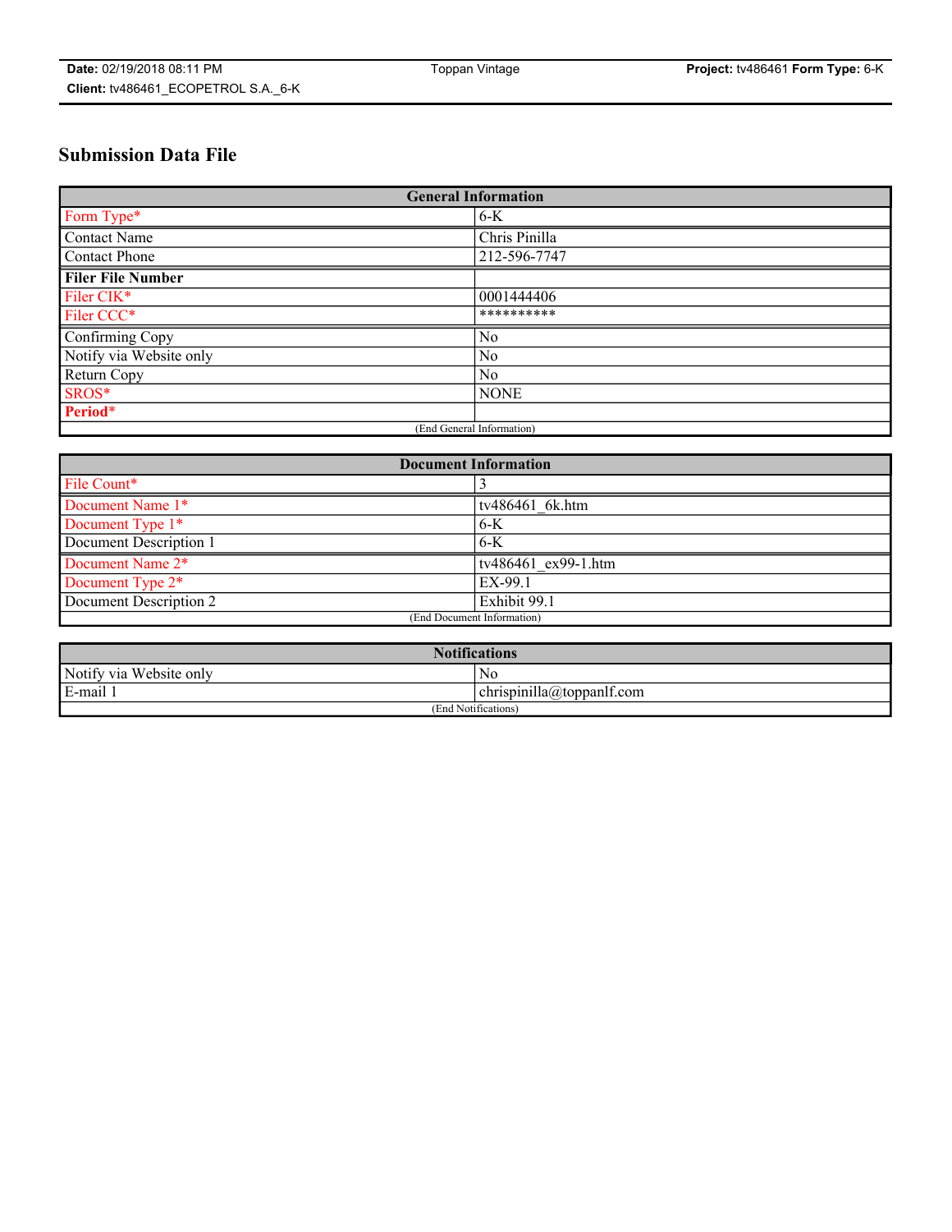**Date:** 02/19/2018 08:11 PM | Toppan Vintage | **Project:** tv486461 **Form Type:** 6-K

**Client:** tv486461_ECOPETROL S.A._6-K

## Submission Data File

| General Information | |
|---|---|
| Form Type* | 6-K |
| Contact Name | Chris Pinilla |
| Contact Phone | 212-596-7747 |
| **Filer File Number** | |
| Filer CIK* | 0001444406 |
| Filer CCC* | ********** |
| Confirming Copy | No |
| Notify via Website only | No |
| Return Copy | No |
| SROS* | NONE |
| **Period*** | |
| (End General Information) | |

| Document Information | |
|---|---|
| File Count* | 3 |
| Document Name 1* | tv486461_6k.htm |
| Document Type 1* | 6-K |
| Document Description 1 | 6-K |
| Document Name 2* | tv486461_ex99-1.htm |
| Document Type 2* | EX-99.1 |
| Document Description 2 | Exhibit 99.1 |
| (End Document Information) | |

| Notifications | |
|---|---|
| Notify via Website only | No |
| E-mail 1 | chrispinilla@toppanlf.com |
| (End Notifications) | |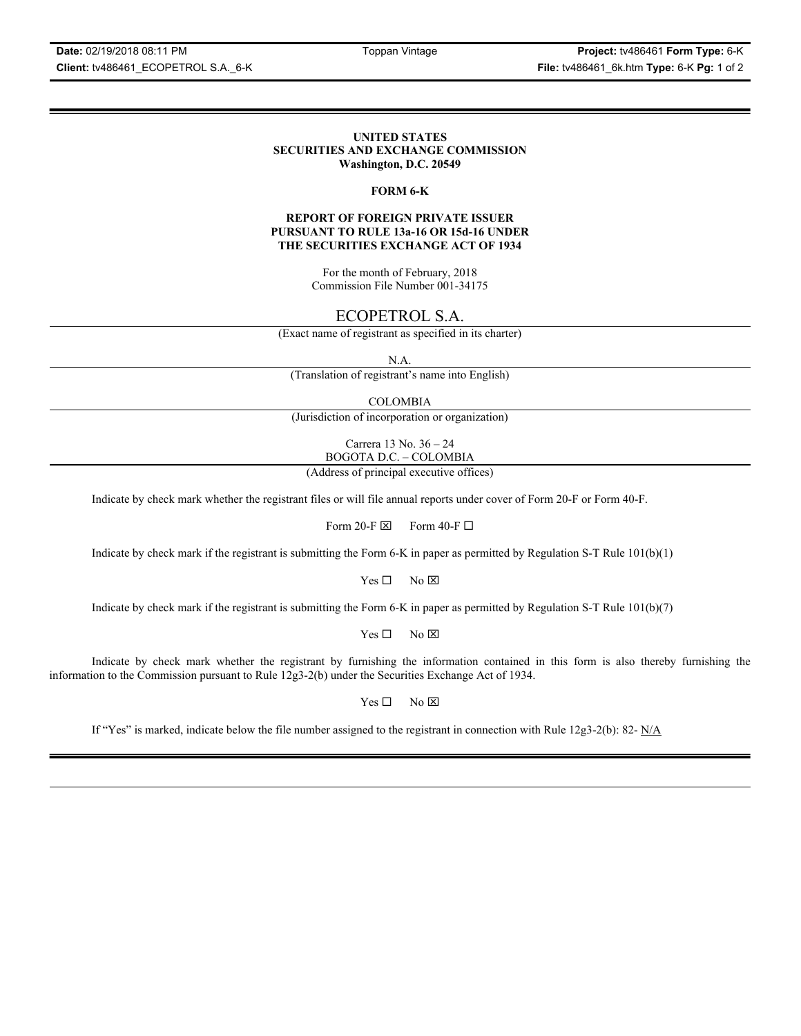**UNITED STATES**
**SECURITIES AND EXCHANGE COMMISSION**
**Washington, D.C. 20549**

**FORM 6-K**

**REPORT OF FOREIGN PRIVATE ISSUER**
**PURSUANT TO RULE 13a-16 OR 15d-16 UNDER**
**THE SECURITIES EXCHANGE ACT OF 1934**

For the month of February, 2018
Commission File Number 001-34175

# ECOPETROL S.A.

(Exact name of registrant as specified in its charter)

N.A.

(Translation of registrant's name into English)

COLOMBIA

(Jurisdiction of incorporation or organization)

Carrera 13 No. 36 – 24
BOGOTA D.C. – COLOMBIA

(Address of principal executive offices)

Indicate by check mark whether the registrant files or will file annual reports under cover of Form 20-F or Form 40-F.

Form 20-F ☒  Form 40-F ☐

Indicate by check mark if the registrant is submitting the Form 6-K in paper as permitted by Regulation S-T Rule 101(b)(1)

Yes ☐  No ☒

Indicate by check mark if the registrant is submitting the Form 6-K in paper as permitted by Regulation S-T Rule 101(b)(7)

Yes ☐  No ☒

Indicate by check mark whether the registrant by furnishing the information contained in this form is also thereby furnishing the information to the Commission pursuant to Rule 12g3-2(b) under the Securities Exchange Act of 1934.

Yes ☐  No ☒

If "Yes" is marked, indicate below the file number assigned to the registrant in connection with Rule 12g3-2(b): 82- N/A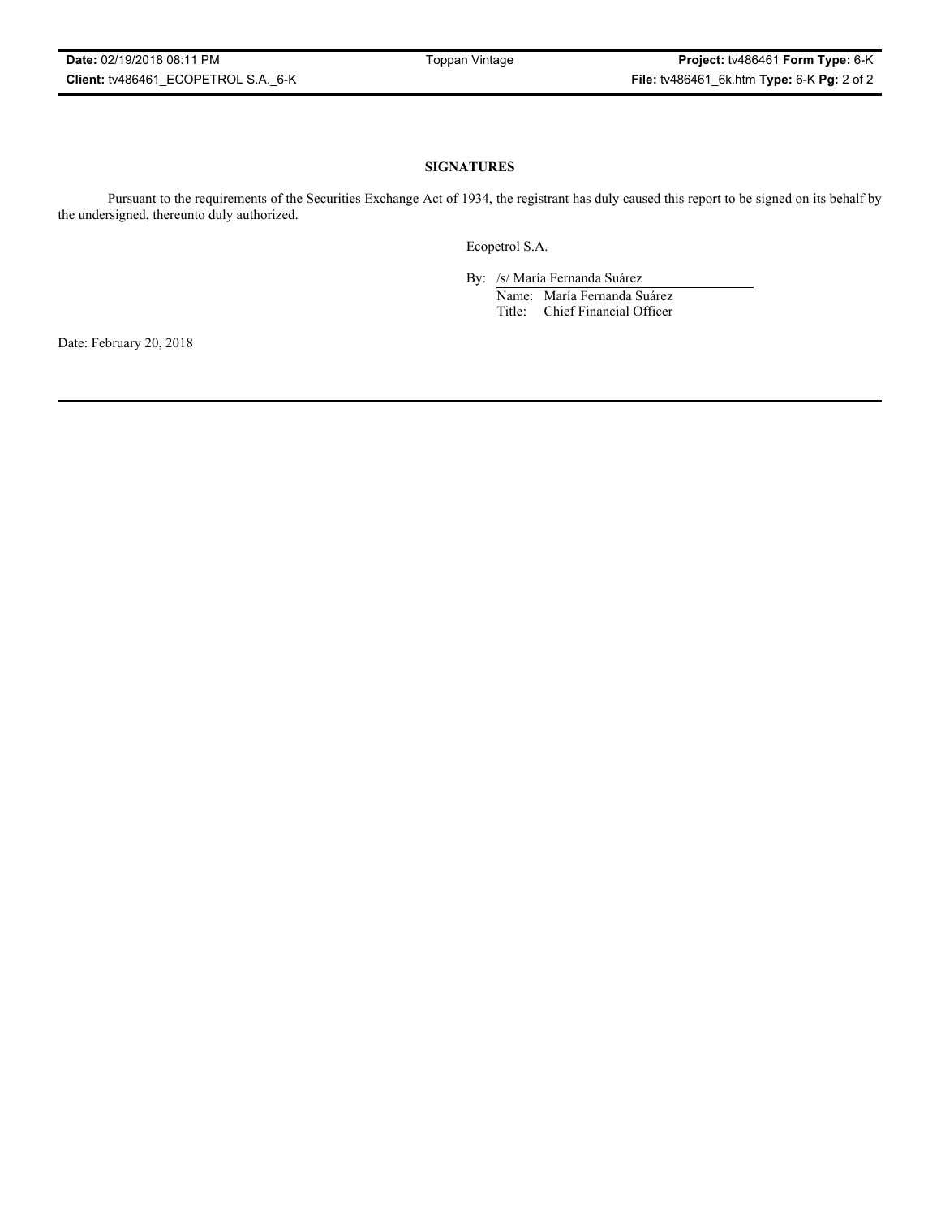## SIGNATURES

Pursuant to the requirements of the Securities Exchange Act of 1934, the registrant has duly caused this report to be signed on its behalf by the undersigned, thereunto duly authorized.

Ecopetrol S.A.

By: /s/ María Fernanda Suárez
Name: María Fernanda Suárez
Title: Chief Financial Officer

Date: February 20, 2018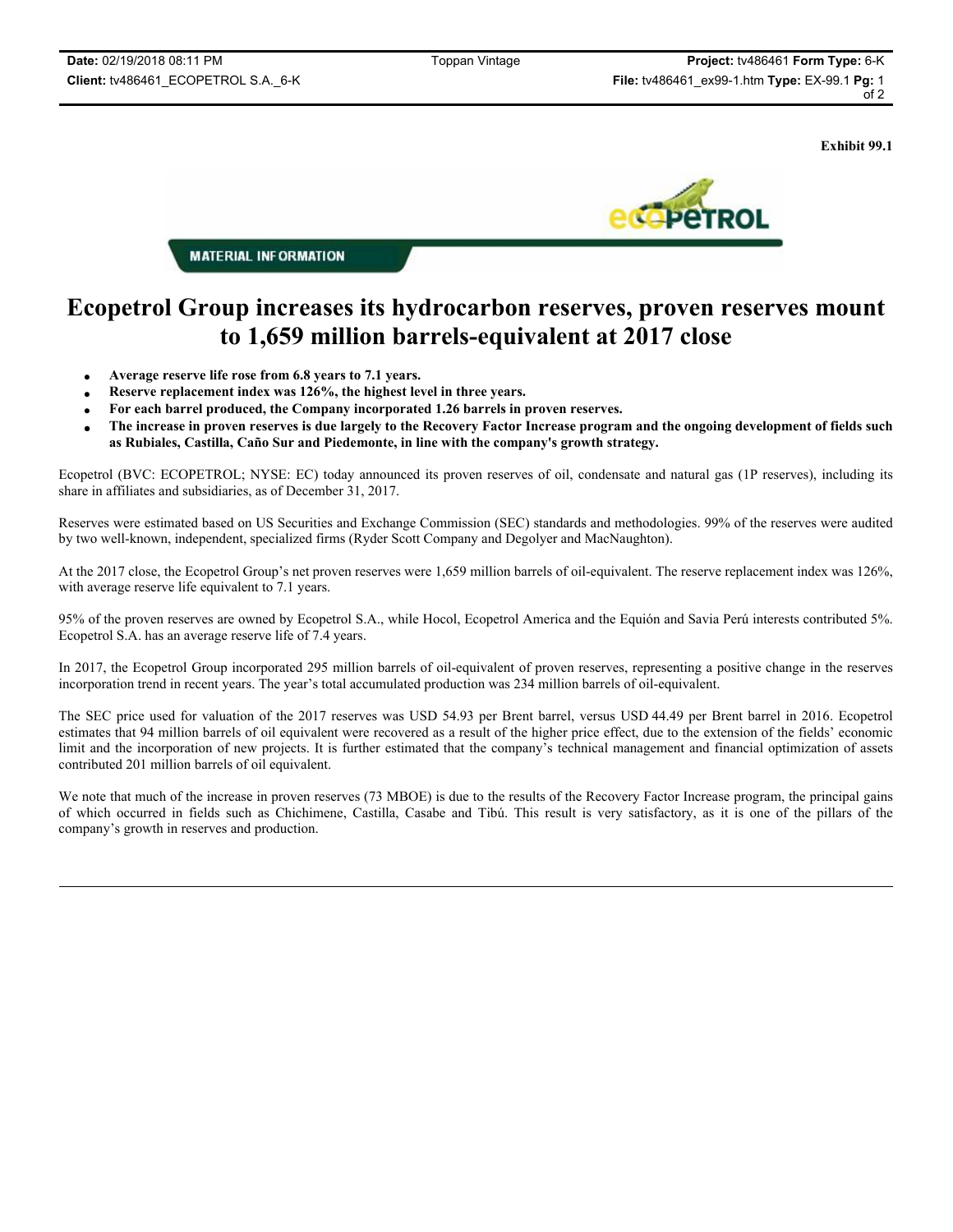Exhibit 99.1

MATERIAL INFORMATION

# Ecopetrol Group increases its hydrocarbon reserves, proven reserves mount to 1,659 million barrels-equivalent at 2017 close

- **Average reserve life rose from 6.8 years to 7.1 years.**
- **Reserve replacement index was 126%, the highest level in three years.**
- **For each barrel produced, the Company incorporated 1.26 barrels in proven reserves.**
- **The increase in proven reserves is due largely to the Recovery Factor Increase program and the ongoing development of fields such as Rubiales, Castilla, Caño Sur and Piedemonte, in line with the company's growth strategy.**

Ecopetrol (BVC: ECOPETROL; NYSE: EC) today announced its proven reserves of oil, condensate and natural gas (1P reserves), including its share in affiliates and subsidiaries, as of December 31, 2017.

Reserves were estimated based on US Securities and Exchange Commission (SEC) standards and methodologies. 99% of the reserves were audited by two well-known, independent, specialized firms (Ryder Scott Company and Degolyer and MacNaughton).

At the 2017 close, the Ecopetrol Group's net proven reserves were 1,659 million barrels of oil-equivalent. The reserve replacement index was 126%, with average reserve life equivalent to 7.1 years.

95% of the proven reserves are owned by Ecopetrol S.A., while Hocol, Ecopetrol America and the Equión and Savia Perú interests contributed 5%. Ecopetrol S.A. has an average reserve life of 7.4 years.

In 2017, the Ecopetrol Group incorporated 295 million barrels of oil-equivalent of proven reserves, representing a positive change in the reserves incorporation trend in recent years. The year's total accumulated production was 234 million barrels of oil-equivalent.

The SEC price used for valuation of the 2017 reserves was USD 54.93 per Brent barrel, versus USD 44.49 per Brent barrel in 2016. Ecopetrol estimates that 94 million barrels of oil equivalent were recovered as a result of the higher price effect, due to the extension of the fields' economic limit and the incorporation of new projects. It is further estimated that the company's technical management and financial optimization of assets contributed 201 million barrels of oil equivalent.

We note that much of the increase in proven reserves (73 MBOE) is due to the results of the Recovery Factor Increase program, the principal gains of which occurred in fields such as Chichimene, Castilla, Casabe and Tibú. This result is very satisfactory, as it is one of the pillars of the company's growth in reserves and production.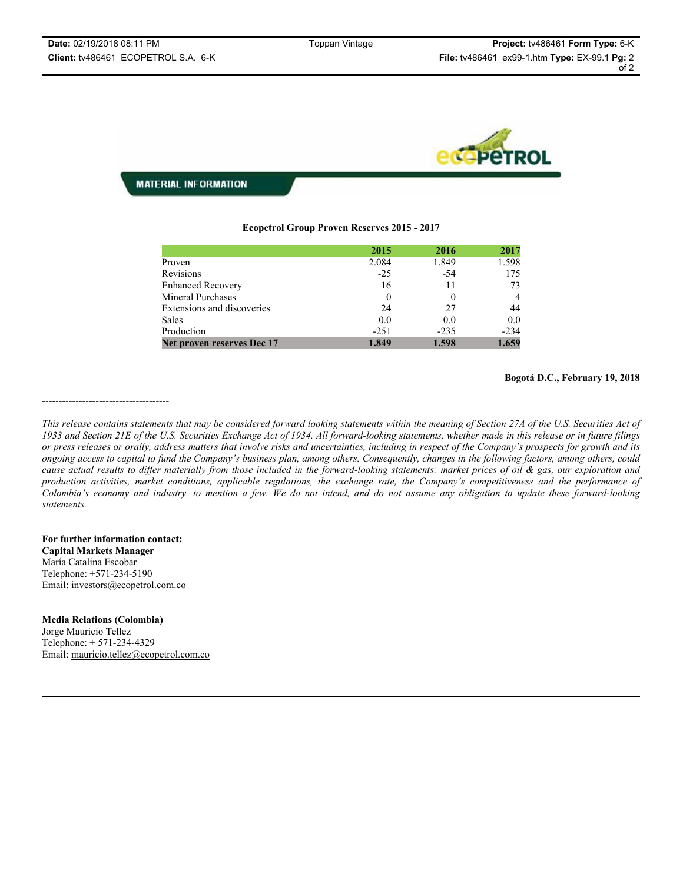**MATERIAL INFORMATION**

**Ecopetrol Group Proven Reserves 2015 - 2017**

| | 2015 | 2016 | 2017 |
|---|---|---|---|
| Proven | 2.084 | 1.849 | 1.598 |
| Revisions | -25 | -54 | 175 |
| Enhanced Recovery | 16 | 11 | 73 |
| Mineral Purchases | 0 | 0 | 4 |
| Extensions and discoveries | 24 | 27 | 44 |
| Sales | 0.0 | 0.0 | 0.0 |
| Production | -251 | -235 | -234 |
| **Net proven reserves Dec 17** | **1.849** | **1.598** | **1.659** |

**Bogotá D.C., February 19, 2018**

---

*This release contains statements that may be considered forward looking statements within the meaning of Section 27A of the U.S. Securities Act of 1933 and Section 21E of the U.S. Securities Exchange Act of 1934. All forward-looking statements, whether made in this release or in future filings or press releases or orally, address matters that involve risks and uncertainties, including in respect of the Company's prospects for growth and its ongoing access to capital to fund the Company's business plan, among others. Consequently, changes in the following factors, among others, could cause actual results to differ materially from those included in the forward-looking statements: market prices of oil & gas, our exploration and production activities, market conditions, applicable regulations, the exchange rate, the Company's competitiveness and the performance of Colombia's economy and industry, to mention a few. We do not intend, and do not assume any obligation to update these forward-looking statements.*

**For further information contact:**
**Capital Markets Manager**
María Catalina Escobar
Telephone: +571-234-5190
Email: investors@ecopetrol.com.co

**Media Relations (Colombia)**
Jorge Mauricio Tellez
Telephone: + 571-234-4329
Email: mauricio.tellez@ecopetrol.com.co